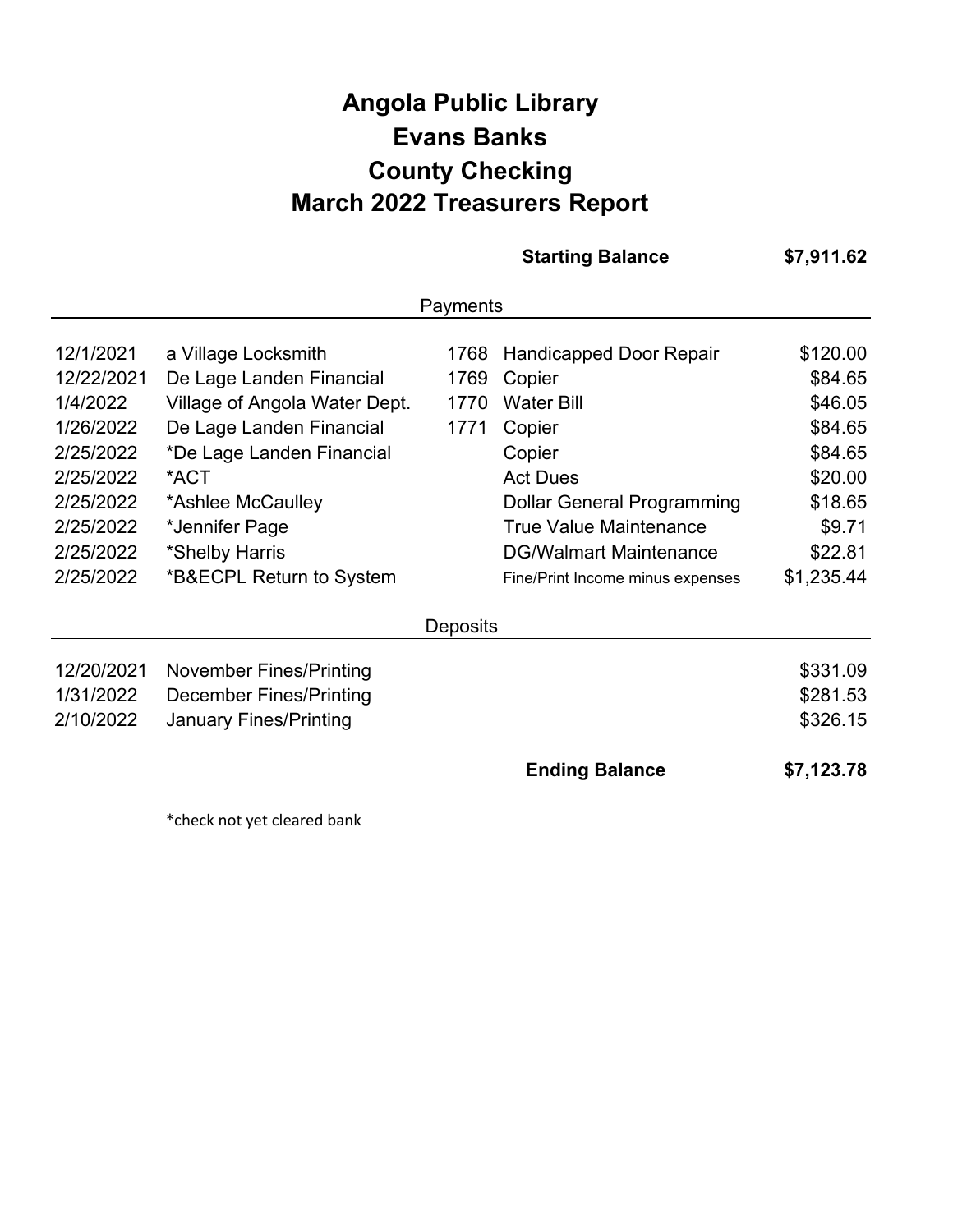# Angola Public Library
# Evans Banks
# County Checking
# March 2022 Treasurers Report

| | | | **Starting Balance** | **$7,911.62** |
|---|---|---|---|---|
| | | **Payments** | | |
| 12/1/2021 | a Village Locksmith | 1768 | Handicapped Door Repair | $120.00 |
| 12/22/2021 | De Lage Landen Financial | 1769 | Copier | $84.65 |
| 1/4/2022 | Village of Angola Water Dept. | 1770 | Water Bill | $46.05 |
| 1/26/2022 | De Lage Landen Financial | 1771 | Copier | $84.65 |
| 2/25/2022 | *De Lage Landen Financial | | Copier | $84.65 |
| 2/25/2022 | *ACT | | Act Dues | $20.00 |
| 2/25/2022 | *Ashlee McCaulley | | Dollar General Programming | $18.65 |
| 2/25/2022 | *Jennifer Page | | True Value Maintenance | $9.71 |
| 2/25/2022 | *Shelby Harris | | DG/Walmart Maintenance | $22.81 |
| 2/25/2022 | *B&ECPL Return to System | | Fine/Print Income minus expenses | $1,235.44 |
| | | **Deposits** | | |
| 12/20/2021 | November Fines/Printing | | | $331.09 |
| 1/31/2022 | December Fines/Printing | | | $281.53 |
| 2/10/2022 | January Fines/Printing | | | $326.15 |
| | | | **Ending Balance** | **$7,123.78** |

*check not yet cleared bank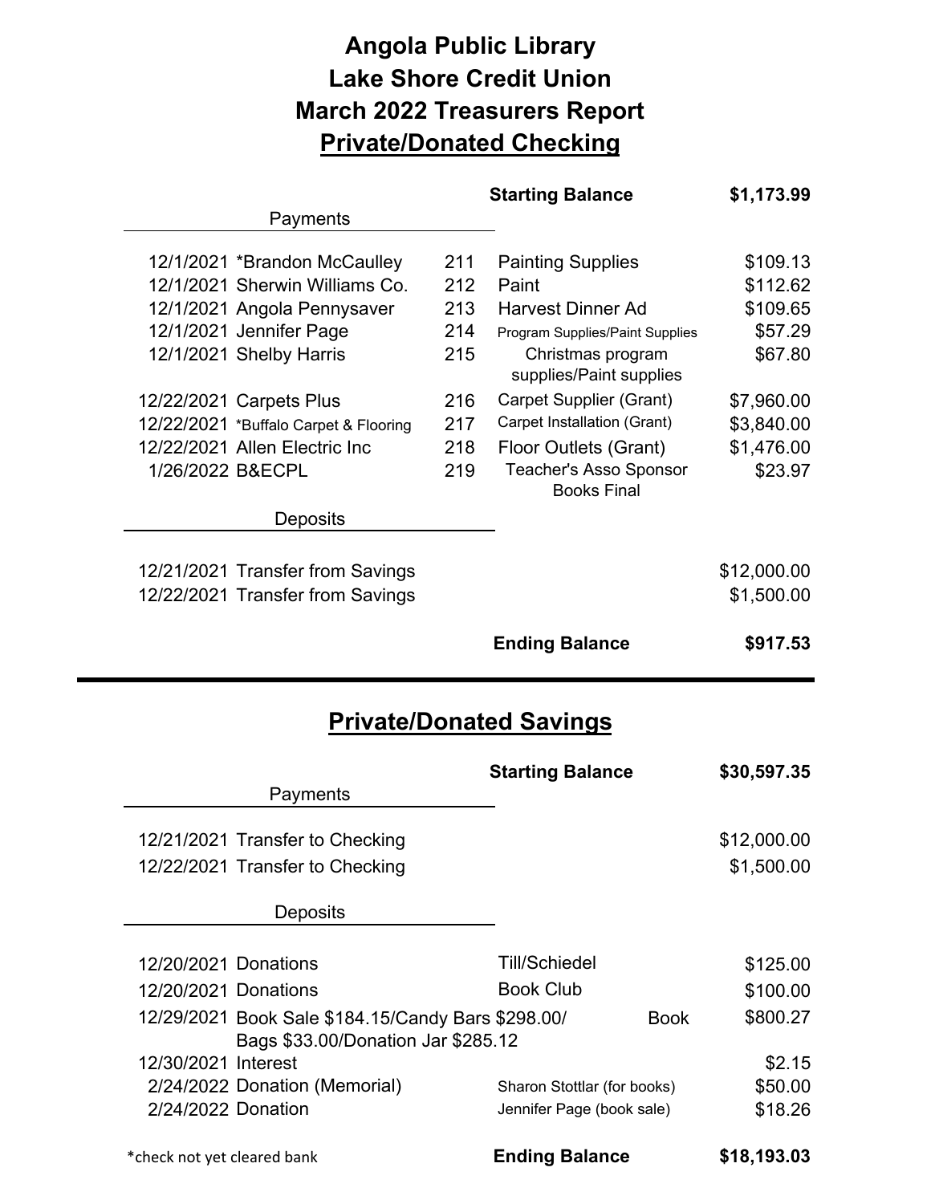# Angola Public Library
# Lake Shore Credit Union
# March 2022 Treasurers Report
## Private/Donated Checking

| | | | | |
|---|---|---|---|---|
| | | | **Starting Balance** | **$1,173.99** |
| **Payments** | | | | |
| 12/1/2021 | *Brandon McCaulley | 211 | Painting Supplies | $109.13 |
| 12/1/2021 | Sherwin Williams Co. | 212 | Paint | $112.62 |
| 12/1/2021 | Angola Pennysaver | 213 | Harvest Dinner Ad | $109.65 |
| 12/1/2021 | Jennifer Page | 214 | Program Supplies/Paint Supplies | $57.29 |
| 12/1/2021 | Shelby Harris | 215 | Christmas program supplies/Paint supplies | $67.80 |
| 12/22/2021 | Carpets Plus | 216 | Carpet Supplier (Grant) | $7,960.00 |
| 12/22/2021 | *Buffalo Carpet & Flooring | 217 | Carpet Installation (Grant) | $3,840.00 |
| 12/22/2021 | Allen Electric Inc | 218 | Floor Outlets (Grant) | $1,476.00 |
| 1/26/2022 | B&ECPL | 219 | Teacher's Asso Sponsor Books Final | $23.97 |
| **Deposits** | | | | |
| 12/21/2021 | Transfer from Savings | | | $12,000.00 |
| 12/22/2021 | Transfer from Savings | | | $1,500.00 |
| | | | **Ending Balance** | **$917.53** |

## Private/Donated Savings

| | | | |
|---|---|---|---|
| | | **Starting Balance** | **$30,597.35** |
| **Payments** | | | |
| 12/21/2021 | Transfer to Checking | | $12,000.00 |
| 12/22/2021 | Transfer to Checking | | $1,500.00 |
| **Deposits** | | | |
| 12/20/2021 | Donations | Till/Schiedel | $125.00 |
| 12/20/2021 | Donations | Book Club | $100.00 |
| 12/29/2021 | Book Sale $184.15/Candy Bars $298.00/Book Bags $33.00/Donation Jar $285.12 | | $800.27 |
| 12/30/2021 | Interest | | $2.15 |
| 2/24/2022 | Donation (Memorial) | Sharon Stottlar (for books) | $50.00 |
| 2/24/2022 | Donation | Jennifer Page (book sale) | $18.26 |
| | | **Ending Balance** | **$18,193.03** |

*check not yet cleared bank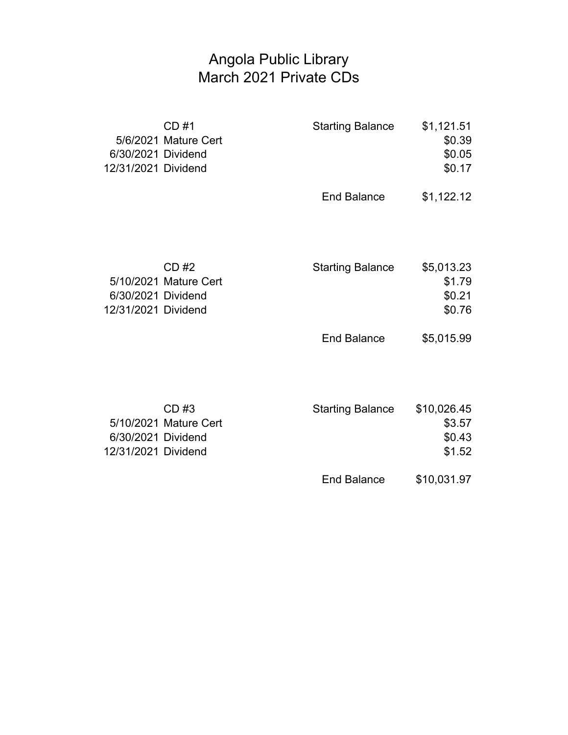# Angola Public Library
## March 2021 Private CDs

| | | | |
|---|---|---|---|
| | CD #1 | Starting Balance | $1,121.51 |
| 5/6/2021 | Mature Cert | | $0.39 |
| 6/30/2021 | Dividend | | $0.05 |
| 12/31/2021 | Dividend | | $0.17 |
| | | End Balance | $1,122.12 |

| | | | |
|---|---|---|---|
| | CD #2 | Starting Balance | $5,013.23 |
| 5/10/2021 | Mature Cert | | $1.79 |
| 6/30/2021 | Dividend | | $0.21 |
| 12/31/2021 | Dividend | | $0.76 |
| | | End Balance | $5,015.99 |

| | | | |
|---|---|---|---|
| | CD #3 | Starting Balance | $10,026.45 |
| 5/10/2021 | Mature Cert | | $3.57 |
| 6/30/2021 | Dividend | | $0.43 |
| 12/31/2021 | Dividend | | $1.52 |
| | | End Balance | $10,031.97 |